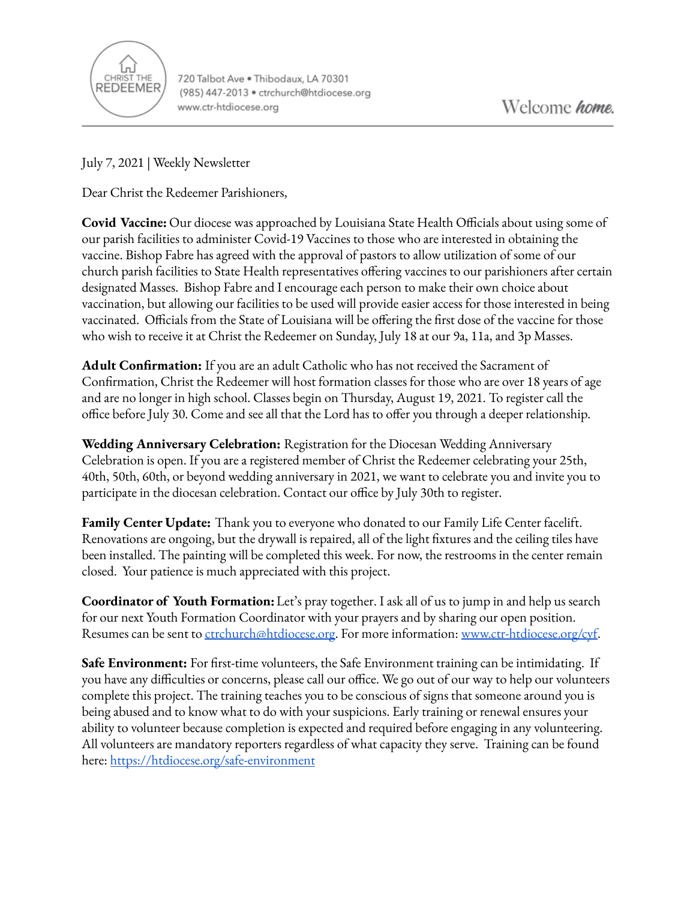CHRIST THE REDEEMER

720 Talbot Ave • Thibodaux, LA 70301
(985) 447-2013 • ctrchurch@htdiocese.org
www.ctr-htdiocese.org

Welcome *home.*

---

July 7, 2021 | Weekly Newsletter

Dear Christ the Redeemer Parishioners,

**Covid Vaccine:** Our diocese was approached by Louisiana State Health Officials about using some of our parish facilities to administer Covid-19 Vaccines to those who are interested in obtaining the vaccine. Bishop Fabre has agreed with the approval of pastors to allow utilization of some of our church parish facilities to State Health representatives offering vaccines to our parishioners after certain designated Masses. Bishop Fabre and I encourage each person to make their own choice about vaccination, but allowing our facilities to be used will provide easier access for those interested in being vaccinated. Officials from the State of Louisiana will be offering the first dose of the vaccine for those who wish to receive it at Christ the Redeemer on Sunday, July 18 at our 9a, 11a, and 3p Masses.

**Adult Confirmation:** If you are an adult Catholic who has not received the Sacrament of Confirmation, Christ the Redeemer will host formation classes for those who are over 18 years of age and are no longer in high school. Classes begin on Thursday, August 19, 2021. To register call the office before July 30. Come and see all that the Lord has to offer you through a deeper relationship.

**Wedding Anniversary Celebration:** Registration for the Diocesan Wedding Anniversary Celebration is open. If you are a registered member of Christ the Redeemer celebrating your 25th, 40th, 50th, 60th, or beyond wedding anniversary in 2021, we want to celebrate you and invite you to participate in the diocesan celebration. Contact our office by July 30th to register.

**Family Center Update:** Thank you to everyone who donated to our Family Life Center facelift. Renovations are ongoing, but the drywall is repaired, all of the light fixtures and the ceiling tiles have been installed. The painting will be completed this week. For now, the restrooms in the center remain closed. Your patience is much appreciated with this project.

**Coordinator of Youth Formation:** Let's pray together. I ask all of us to jump in and help us search for our next Youth Formation Coordinator with your prayers and by sharing our open position. Resumes can be sent to [ctrchurch@htdiocese.org](mailto:ctrchurch@htdiocese.org). For more information: [www.ctr-htdiocese.org/cyf](http://www.ctr-htdiocese.org/cyf).

**Safe Environment:** For first-time volunteers, the Safe Environment training can be intimidating. If you have any difficulties or concerns, please call our office. We go out of our way to help our volunteers complete this project. The training teaches you to be conscious of signs that someone around you is being abused and to know what to do with your suspicions. Early training or renewal ensures your ability to volunteer because completion is expected and required before engaging in any volunteering. All volunteers are mandatory reporters regardless of what capacity they serve. Training can be found here: [https://htdiocese.org/safe-environment](https://htdiocese.org/safe-environment)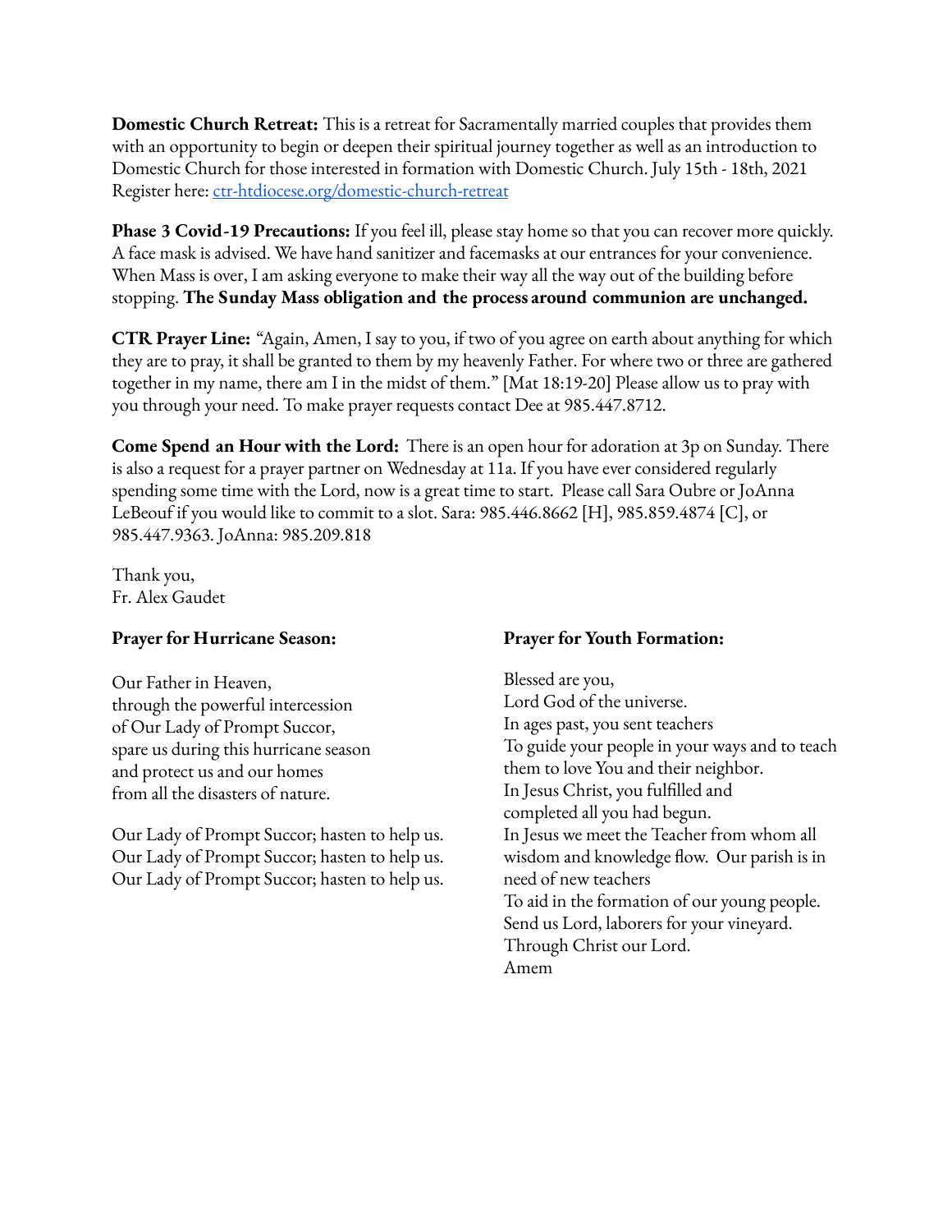**Domestic Church Retreat:** This is a retreat for Sacramentally married couples that provides them with an opportunity to begin or deepen their spiritual journey together as well as an introduction to Domestic Church for those interested in formation with Domestic Church. July 15th - 18th, 2021 Register here: [ctr-htdiocese.org/domestic-church-retreat](ctr-htdiocese.org/domestic-church-retreat)

**Phase 3 Covid-19 Precautions:** If you feel ill, please stay home so that you can recover more quickly. A face mask is advised. We have hand sanitizer and facemasks at our entrances for your convenience. When Mass is over, I am asking everyone to make their way all the way out of the building before stopping. **The Sunday Mass obligation and the process around communion are unchanged.**

**CTR Prayer Line:** "Again, Amen, I say to you, if two of you agree on earth about anything for which they are to pray, it shall be granted to them by my heavenly Father. For where two or three are gathered together in my name, there am I in the midst of them." [Mat 18:19-20] Please allow us to pray with you through your need. To make prayer requests contact Dee at 985.447.8712.

**Come Spend an Hour with the Lord:** There is an open hour for adoration at 3p on Sunday. There is also a request for a prayer partner on Wednesday at 11a. If you have ever considered regularly spending some time with the Lord, now is a great time to start. Please call Sara Oubre or JoAnna LeBeouf if you would like to commit to a slot. Sara: 985.446.8662 [H], 985.859.4874 [C], or 985.447.9363. JoAnna: 985.209.818

Thank you,
Fr. Alex Gaudet

**Prayer for Hurricane Season:**

Our Father in Heaven,
through the powerful intercession
of Our Lady of Prompt Succor,
spare us during this hurricane season
and protect us and our homes
from all the disasters of nature.

Our Lady of Prompt Succor; hasten to help us.
Our Lady of Prompt Succor; hasten to help us.
Our Lady of Prompt Succor; hasten to help us.

**Prayer for Youth Formation:**

Blessed are you,
Lord God of the universe.
In ages past, you sent teachers
To guide your people in your ways and to teach them to love You and their neighbor.
In Jesus Christ, you fulfilled and completed all you had begun.
In Jesus we meet the Teacher from whom all wisdom and knowledge flow. Our parish is in need of new teachers
To aid in the formation of our young people.
Send us Lord, laborers for your vineyard.
Through Christ our Lord.
Amem